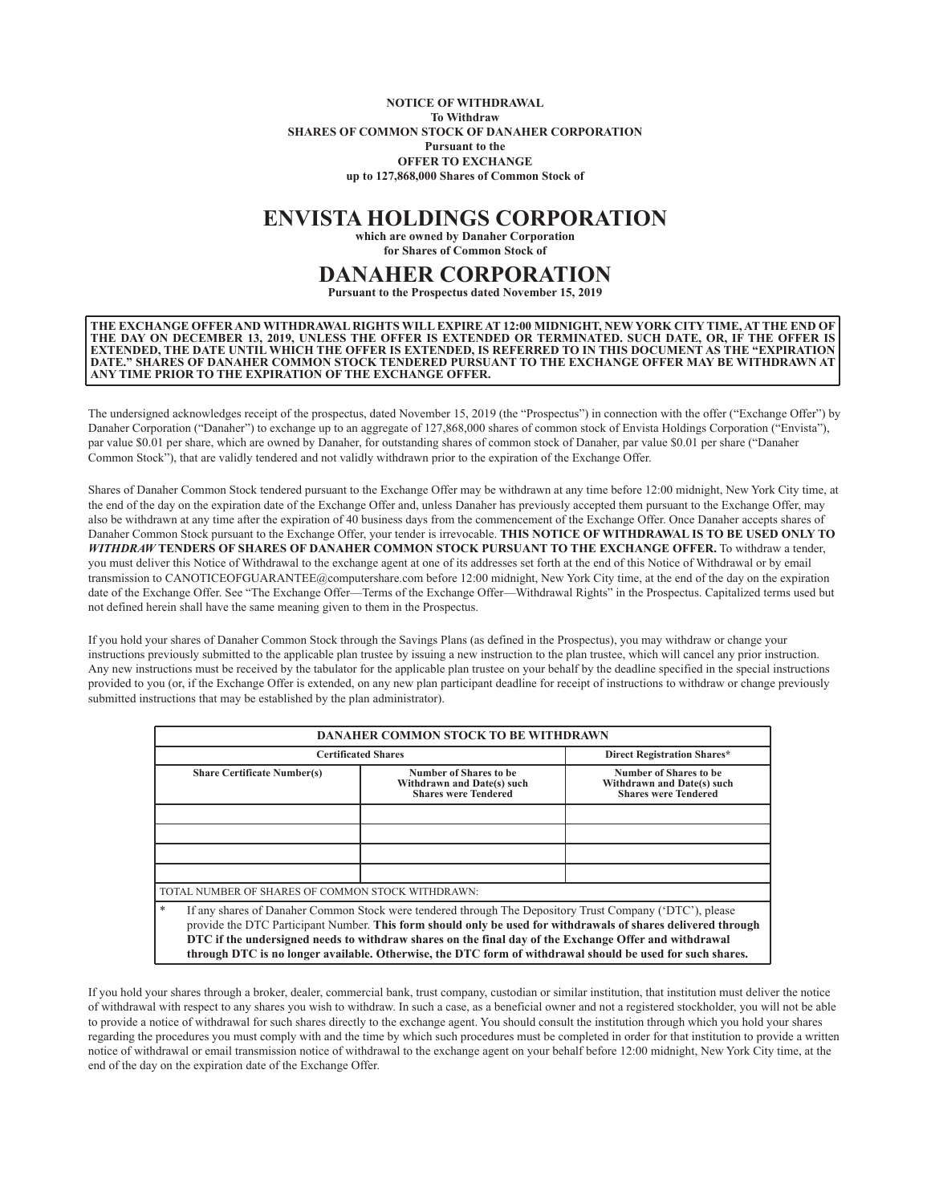**NOTICE OF WITHDRAWAL**
**To Withdraw**
**SHARES OF COMMON STOCK OF DANAHER CORPORATION**
**Pursuant to the**
**OFFER TO EXCHANGE**
**up to 127,868,000 Shares of Common Stock of**

# ENVISTA HOLDINGS CORPORATION

**which are owned by Danaher Corporation**
**for Shares of Common Stock of**

# DANAHER CORPORATION

**Pursuant to the Prospectus dated November 15, 2019**

**THE EXCHANGE OFFER AND WITHDRAWAL RIGHTS WILL EXPIRE AT 12:00 MIDNIGHT, NEW YORK CITY TIME, AT THE END OF THE DAY ON DECEMBER 13, 2019, UNLESS THE OFFER IS EXTENDED OR TERMINATED. SUCH DATE, OR, IF THE OFFER IS EXTENDED, THE DATE UNTIL WHICH THE OFFER IS EXTENDED, IS REFERRED TO IN THIS DOCUMENT AS THE "EXPIRATION DATE." SHARES OF DANAHER COMMON STOCK TENDERED PURSUANT TO THE EXCHANGE OFFER MAY BE WITHDRAWN AT ANY TIME PRIOR TO THE EXPIRATION OF THE EXCHANGE OFFER.**

The undersigned acknowledges receipt of the prospectus, dated November 15, 2019 (the "Prospectus") in connection with the offer ("Exchange Offer") by Danaher Corporation ("Danaher") to exchange up to an aggregate of 127,868,000 shares of common stock of Envista Holdings Corporation ("Envista"), par value $0.01 per share, which are owned by Danaher, for outstanding shares of common stock of Danaher, par value $0.01 per share ("Danaher Common Stock"), that are validly tendered and not validly withdrawn prior to the expiration of the Exchange Offer.

Shares of Danaher Common Stock tendered pursuant to the Exchange Offer may be withdrawn at any time before 12:00 midnight, New York City time, at the end of the day on the expiration date of the Exchange Offer and, unless Danaher has previously accepted them pursuant to the Exchange Offer, may also be withdrawn at any time after the expiration of 40 business days from the commencement of the Exchange Offer. Once Danaher accepts shares of Danaher Common Stock pursuant to the Exchange Offer, your tender is irrevocable. **THIS NOTICE OF WITHDRAWAL IS TO BE USED ONLY TO *WITHDRAW* TENDERS OF SHARES OF DANAHER COMMON STOCK PURSUANT TO THE EXCHANGE OFFER.** To withdraw a tender, you must deliver this Notice of Withdrawal to the exchange agent at one of its addresses set forth at the end of this Notice of Withdrawal or by email transmission to CANOTICEOFGUARANTEE@computershare.com before 12:00 midnight, New York City time, at the end of the day on the expiration date of the Exchange Offer. See "The Exchange Offer—Terms of the Exchange Offer—Withdrawal Rights" in the Prospectus. Capitalized terms used but not defined herein shall have the same meaning given to them in the Prospectus.

If you hold your shares of Danaher Common Stock through the Savings Plans (as defined in the Prospectus), you may withdraw or change your instructions previously submitted to the applicable plan trustee by issuing a new instruction to the plan trustee, which will cancel any prior instruction. Any new instructions must be received by the tabulator for the applicable plan trustee on your behalf by the deadline specified in the special instructions provided to you (or, if the Exchange Offer is extended, on any new plan participant deadline for receipt of instructions to withdraw or change previously submitted instructions that may be established by the plan administrator).

| DANAHER COMMON STOCK TO BE WITHDRAWN | | |
|---|---|---|
| **Certificated Shares** | | **Direct Registration Shares*** |
| **Share Certificate Number(s)** | **Number of Shares to be Withdrawn and Date(s) such Shares were Tendered** | **Number of Shares to be Withdrawn and Date(s) such Shares were Tendered** |
| | | |
| | | |
| | | |
| | | |
| TOTAL NUMBER OF SHARES OF COMMON STOCK WITHDRAWN: | | |

\* If any shares of Danaher Common Stock were tendered through The Depository Trust Company ('DTC'), please provide the DTC Participant Number. **This form should only be used for withdrawals of shares delivered through DTC if the undersigned needs to withdraw shares on the final day of the Exchange Offer and withdrawal through DTC is no longer available. Otherwise, the DTC form of withdrawal should be used for such shares.**

If you hold your shares through a broker, dealer, commercial bank, trust company, custodian or similar institution, that institution must deliver the notice of withdrawal with respect to any shares you wish to withdraw. In such a case, as a beneficial owner and not a registered stockholder, you will not be able to provide a notice of withdrawal for such shares directly to the exchange agent. You should consult the institution through which you hold your shares regarding the procedures you must comply with and the time by which such procedures must be completed in order for that institution to provide a written notice of withdrawal or email transmission notice of withdrawal to the exchange agent on your behalf before 12:00 midnight, New York City time, at the end of the day on the expiration date of the Exchange Offer.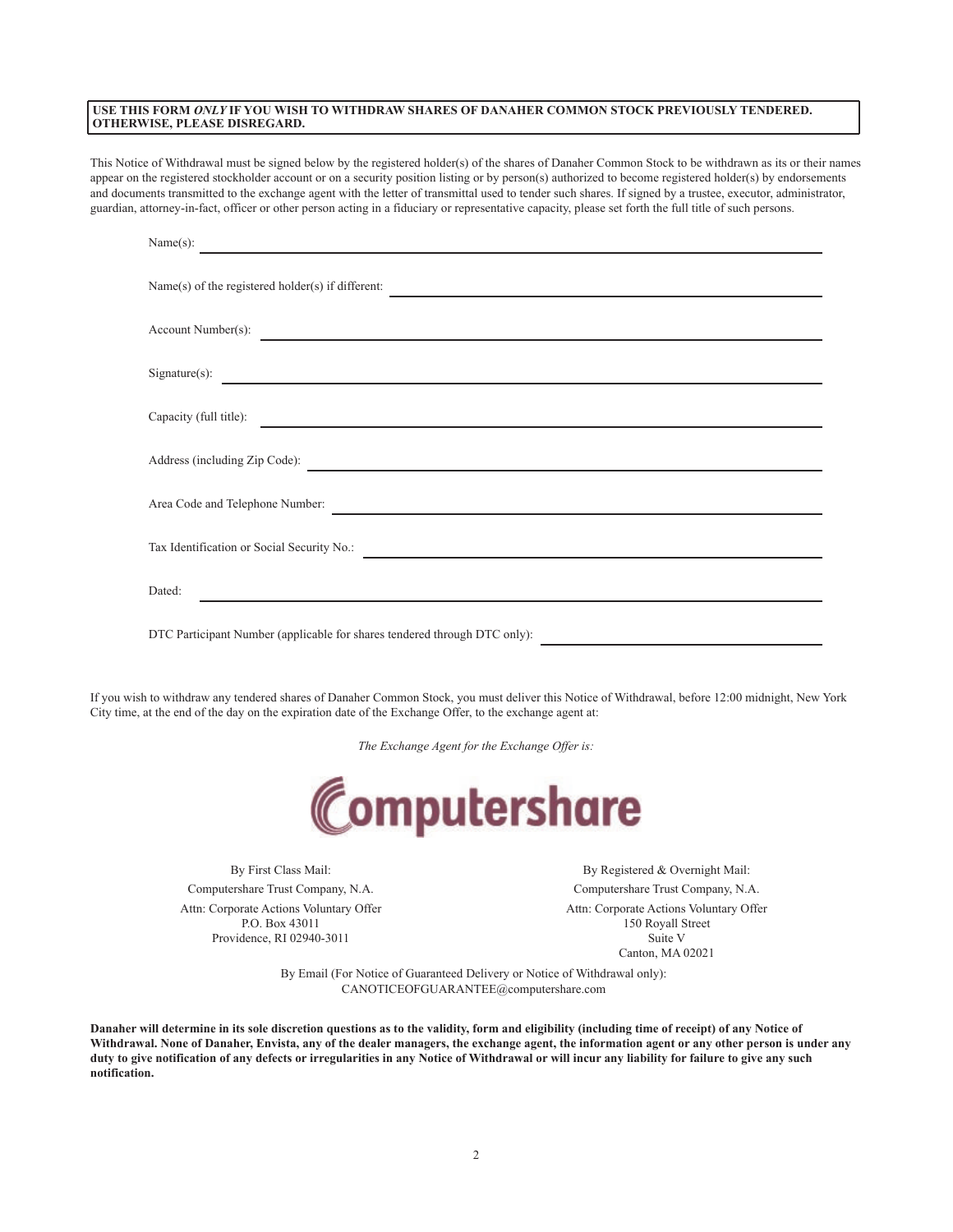**USE THIS FORM *ONLY* IF YOU WISH TO WITHDRAW SHARES OF DANAHER COMMON STOCK PREVIOUSLY TENDERED. OTHERWISE, PLEASE DISREGARD.**

This Notice of Withdrawal must be signed below by the registered holder(s) of the shares of Danaher Common Stock to be withdrawn as its or their names appear on the registered stockholder account or on a security position listing or by person(s) authorized to become registered holder(s) by endorsements and documents transmitted to the exchange agent with the letter of transmittal used to tender such shares. If signed by a trustee, executor, administrator, guardian, attorney-in-fact, officer or other person acting in a fiduciary or representative capacity, please set forth the full title of such persons.

Name(s): ______________________________

Name(s) of the registered holder(s) if different: ______________________________

Account Number(s): ______________________________

Signature(s): ______________________________

Capacity (full title): ______________________________

Address (including Zip Code): ______________________________

Area Code and Telephone Number: ______________________________

Tax Identification or Social Security No.: ______________________________

Dated: ______________________________

DTC Participant Number (applicable for shares tendered through DTC only): ______________________________

If you wish to withdraw any tendered shares of Danaher Common Stock, you must deliver this Notice of Withdrawal, before 12:00 midnight, New York City time, at the end of the day on the expiration date of the Exchange Offer, to the exchange agent at:

*The Exchange Agent for the Exchange Offer is:*

Computershare

By First Class Mail:
Computershare Trust Company, N.A.
Attn: Corporate Actions Voluntary Offer
P.O. Box 43011
Providence, RI 02940-3011

By Registered & Overnight Mail:
Computershare Trust Company, N.A.
Attn: Corporate Actions Voluntary Offer
150 Royall Street
Suite V
Canton, MA 02021

By Email (For Notice of Guaranteed Delivery or Notice of Withdrawal only):
CANOTICEOFGUARANTEE@computershare.com

**Danaher will determine in its sole discretion questions as to the validity, form and eligibility (including time of receipt) of any Notice of Withdrawal. None of Danaher, Envista, any of the dealer managers, the exchange agent, the information agent or any other person is under any duty to give notification of any defects or irregularities in any Notice of Withdrawal or will incur any liability for failure to give any such notification.**